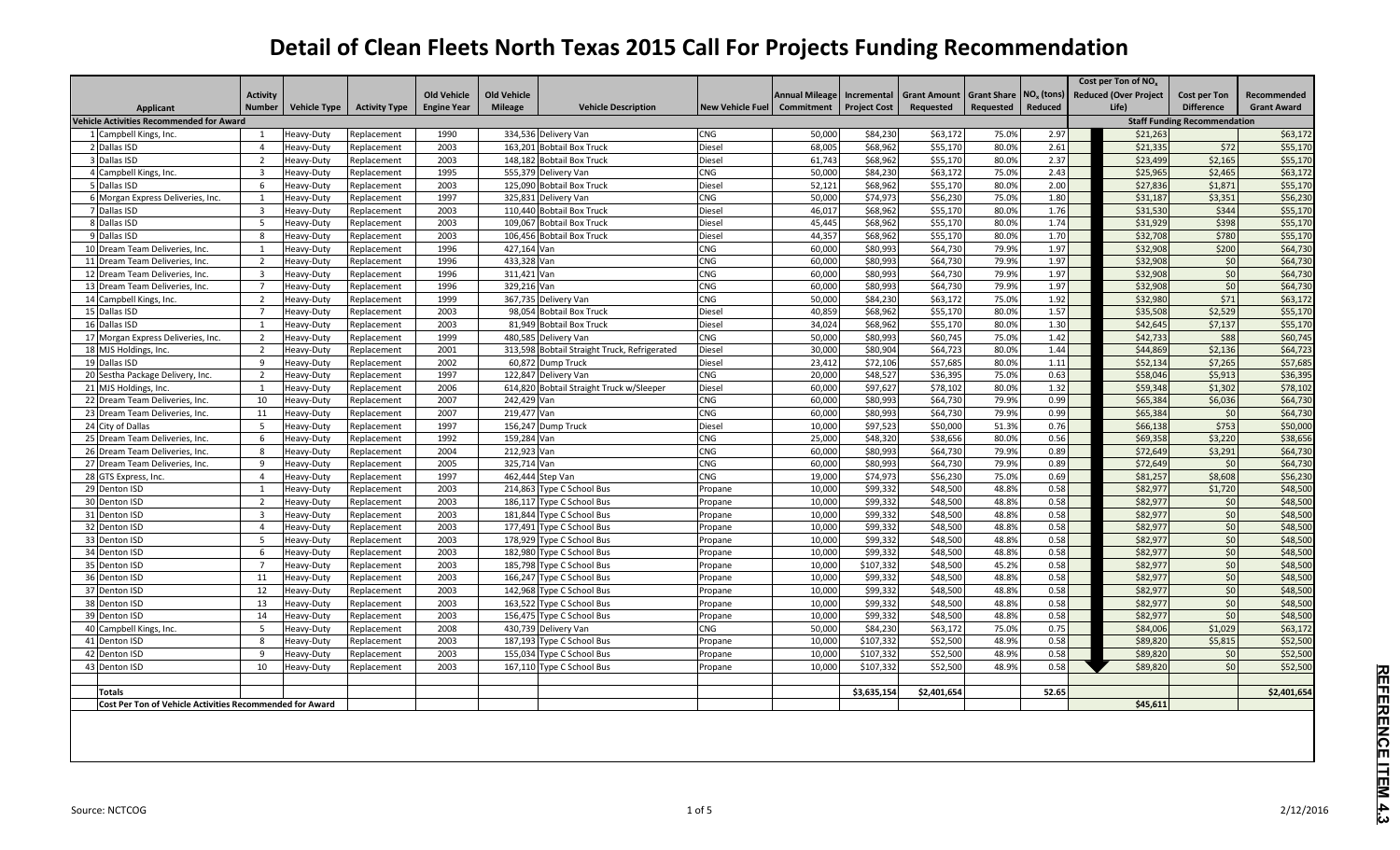# Detail of Clean Fleets North Texas 2015 Call For Projects Funding Recommendation

| | Applicant | Activity Number | Vehicle Type | Activity Type | Old Vehicle Engine Year | Old Vehicle Mileage | Vehicle Description | New Vehicle Fuel | Annual Mileage Commitment | Incremental Project Cost | Grant Amount Requested | Grant Share Requested | $NO_x$ (tons) Reduced | Cost per Ton of $NO_x$ Reduced (Over Project Life) | Cost per Ton Difference | Recommended Grant Award |
|---|---|---|---|---|---|---|---|---|---|---|---|---|---|---|---|---|
| | **Vehicle Activities Recommended for Award** | | | | | | | | | | | | | **Staff Funding Recommendation** | | |
| 1 | Campbell Kings, Inc. | 1 | Heavy-Duty | Replacement | 1990 | 334,536 | Delivery Van | CNG | 50,000 | $84,230 | $63,172 | 75.0% | 2.97 | $21,263 | | $63,172 |
| 2 | Dallas ISD | 4 | Heavy-Duty | Replacement | 2003 | 163,201 | Bobtail Box Truck | Diesel | 68,005 | $68,962 | $55,170 | 80.0% | 2.61 | $21,335 | $72 | $55,170 |
| 3 | Dallas ISD | 2 | Heavy-Duty | Replacement | 2003 | 148,182 | Bobtail Box Truck | Diesel | 61,743 | $68,962 | $55,170 | 80.0% | 2.37 | $23,499 | $2,165 | $55,170 |
| 4 | Campbell Kings, Inc. | 3 | Heavy-Duty | Replacement | 1995 | 555,379 | Delivery Van | CNG | 50,000 | $84,230 | $63,172 | 75.0% | 2.43 | $25,965 | $2,465 | $63,172 |
| 5 | Dallas ISD | 6 | Heavy-Duty | Replacement | 2003 | 125,090 | Bobtail Box Truck | Diesel | 52,121 | $68,962 | $55,170 | 80.0% | 2.00 | $27,836 | $1,871 | $55,170 |
| 6 | Morgan Express Deliveries, Inc. | 1 | Heavy-Duty | Replacement | 1997 | 325,831 | Delivery Van | CNG | 50,000 | $74,973 | $56,230 | 75.0% | 1.80 | $31,187 | $3,351 | $56,230 |
| 7 | Dallas ISD | 3 | Heavy-Duty | Replacement | 2003 | 110,440 | Bobtail Box Truck | Diesel | 46,017 | $68,962 | $55,170 | 80.0% | 1.76 | $31,530 | $344 | $55,170 |
| 8 | Dallas ISD | 5 | Heavy-Duty | Replacement | 2003 | 109,067 | Bobtail Box Truck | Diesel | 45,445 | $68,962 | $55,170 | 80.0% | 1.74 | $31,929 | $398 | $55,170 |
| 9 | Dallas ISD | 8 | Heavy-Duty | Replacement | 2003 | 106,456 | Bobtail Box Truck | Diesel | 44,357 | $68,962 | $55,170 | 80.0% | 1.70 | $32,708 | $780 | $55,170 |
| 10 | Dream Team Deliveries, Inc. | 1 | Heavy-Duty | Replacement | 1996 | 427,164 | Van | CNG | 60,000 | $80,993 | $64,730 | 79.9% | 1.97 | $32,908 | $200 | $64,730 |
| 11 | Dream Team Deliveries, Inc. | 2 | Heavy-Duty | Replacement | 1996 | 433,328 | Van | CNG | 60,000 | $80,993 | $64,730 | 79.9% | 1.97 | $32,908 | $0 | $64,730 |
| 12 | Dream Team Deliveries, Inc. | 3 | Heavy-Duty | Replacement | 1996 | 311,421 | Van | CNG | 60,000 | $80,993 | $64,730 | 79.9% | 1.97 | $32,908 | $0 | $64,730 |
| 13 | Dream Team Deliveries, Inc. | 7 | Heavy-Duty | Replacement | 1996 | 329,216 | Van | CNG | 60,000 | $80,993 | $64,730 | 79.9% | 1.97 | $32,908 | $0 | $64,730 |
| 14 | Campbell Kings, Inc. | 2 | Heavy-Duty | Replacement | 1999 | 367,735 | Delivery Van | CNG | 50,000 | $84,230 | $63,172 | 75.0% | 1.92 | $32,980 | $71 | $63,172 |
| 15 | Dallas ISD | 7 | Heavy-Duty | Replacement | 2003 | 98,054 | Bobtail Box Truck | Diesel | 40,859 | $68,962 | $55,170 | 80.0% | 1.57 | $35,508 | $2,529 | $55,170 |
| 16 | Dallas ISD | 1 | Heavy-Duty | Replacement | 2003 | 81,949 | Bobtail Box Truck | Diesel | 34,024 | $68,962 | $55,170 | 80.0% | 1.30 | $42,645 | $7,137 | $55,170 |
| 17 | Morgan Express Deliveries, Inc. | 2 | Heavy-Duty | Replacement | 1999 | 480,585 | Delivery Van | CNG | 50,000 | $80,993 | $60,745 | 75.0% | 1.42 | $42,733 | $88 | $60,745 |
| 18 | MJS Holdings, Inc. | 2 | Heavy-Duty | Replacement | 2001 | 313,598 | Bobtail Straight Truck, Refrigerated | Diesel | 30,000 | $80,904 | $64,723 | 80.0% | 1.44 | $44,869 | $2,136 | $64,723 |
| 19 | Dallas ISD | 9 | Heavy-Duty | Replacement | 2002 | 60,872 | Dump Truck | Diesel | 23,412 | $72,106 | $57,685 | 80.0% | 1.11 | $52,134 | $7,265 | $57,685 |
| 20 | Sestha Package Delivery, Inc. | 2 | Heavy-Duty | Replacement | 1997 | 122,847 | Delivery Van | CNG | 20,000 | $48,527 | $36,395 | 75.0% | 0.63 | $58,046 | $5,913 | $36,395 |
| 21 | MJS Holdings, Inc. | 1 | Heavy-Duty | Replacement | 2006 | 614,820 | Bobtail Straight Truck w/Sleeper | Diesel | 60,000 | $97,627 | $78,102 | 80.0% | 1.32 | $59,348 | $1,302 | $78,102 |
| 22 | Dream Team Deliveries, Inc. | 10 | Heavy-Duty | Replacement | 2007 | 242,429 | Van | CNG | 60,000 | $80,993 | $64,730 | 79.9% | 0.99 | $65,384 | $6,036 | $64,730 |
| 23 | Dream Team Deliveries, Inc. | 11 | Heavy-Duty | Replacement | 2007 | 219,477 | Van | CNG | 60,000 | $80,993 | $64,730 | 79.9% | 0.99 | $65,384 | $0 | $64,730 |
| 24 | City of Dallas | 5 | Heavy-Duty | Replacement | 1997 | 156,247 | Dump Truck | Diesel | 10,000 | $97,523 | $50,000 | 51.3% | 0.76 | $66,138 | $753 | $50,000 |
| 25 | Dream Team Deliveries, Inc. | 6 | Heavy-Duty | Replacement | 1992 | 159,284 | Van | CNG | 25,000 | $48,320 | $38,656 | 80.0% | 0.56 | $69,358 | $3,220 | $38,656 |
| 26 | Dream Team Deliveries, Inc. | 8 | Heavy-Duty | Replacement | 2004 | 212,923 | Van | CNG | 60,000 | $80,993 | $64,730 | 79.9% | 0.89 | $72,649 | $3,291 | $64,730 |
| 27 | Dream Team Deliveries, Inc. | 9 | Heavy-Duty | Replacement | 2005 | 325,714 | Van | CNG | 60,000 | $80,993 | $64,730 | 79.9% | 0.89 | $72,649 | $0 | $64,730 |
| 28 | GTS Express, Inc. | 4 | Heavy-Duty | Replacement | 1997 | 462,444 | Step Van | CNG | 19,000 | $74,973 | $56,230 | 75.0% | 0.69 | $81,257 | $8,608 | $56,230 |
| 29 | Denton ISD | 1 | Heavy-Duty | Replacement | 2003 | 214,863 | Type C School Bus | Propane | 10,000 | $99,332 | $48,500 | 48.8% | 0.58 | $82,977 | $1,720 | $48,500 |
| 30 | Denton ISD | 2 | Heavy-Duty | Replacement | 2003 | 186,117 | Type C School Bus | Propane | 10,000 | $99,332 | $48,500 | 48.8% | 0.58 | $82,977 | $0 | $48,500 |
| 31 | Denton ISD | 3 | Heavy-Duty | Replacement | 2003 | 181,844 | Type C School Bus | Propane | 10,000 | $99,332 | $48,500 | 48.8% | 0.58 | $82,977 | $0 | $48,500 |
| 32 | Denton ISD | 4 | Heavy-Duty | Replacement | 2003 | 177,491 | Type C School Bus | Propane | 10,000 | $99,332 | $48,500 | 48.8% | 0.58 | $82,977 | $0 | $48,500 |
| 33 | Denton ISD | 5 | Heavy-Duty | Replacement | 2003 | 178,929 | Type C School Bus | Propane | 10,000 | $99,332 | $48,500 | 48.8% | 0.58 | $82,977 | $0 | $48,500 |
| 34 | Denton ISD | 6 | Heavy-Duty | Replacement | 2003 | 182,980 | Type C School Bus | Propane | 10,000 | $99,332 | $48,500 | 48.8% | 0.58 | $82,977 | $0 | $48,500 |
| 35 | Denton ISD | 7 | Heavy-Duty | Replacement | 2003 | 185,798 | Type C School Bus | Propane | 10,000 | $107,332 | $48,500 | 45.2% | 0.58 | $82,977 | $0 | $48,500 |
| 36 | Denton ISD | 11 | Heavy-Duty | Replacement | 2003 | 166,247 | Type C School Bus | Propane | 10,000 | $99,332 | $48,500 | 48.8% | 0.58 | $82,977 | $0 | $48,500 |
| 37 | Denton ISD | 12 | Heavy-Duty | Replacement | 2003 | 142,968 | Type C School Bus | Propane | 10,000 | $99,332 | $48,500 | 48.8% | 0.58 | $82,977 | $0 | $48,500 |
| 38 | Denton ISD | 13 | Heavy-Duty | Replacement | 2003 | 163,522 | Type C School Bus | Propane | 10,000 | $99,332 | $48,500 | 48.8% | 0.58 | $82,977 | $0 | $48,500 |
| 39 | Denton ISD | 14 | Heavy-Duty | Replacement | 2003 | 156,475 | Type C School Bus | Propane | 10,000 | $99,332 | $48,500 | 48.8% | 0.58 | $82,977 | $0 | $48,500 |
| 40 | Campbell Kings, Inc. | 5 | Heavy-Duty | Replacement | 2008 | 430,739 | Delivery Van | CNG | 50,000 | $84,230 | $63,172 | 75.0% | 0.75 | $84,006 | $1,029 | $63,172 |
| 41 | Denton ISD | 8 | Heavy-Duty | Replacement | 2003 | 187,193 | Type C School Bus | Propane | 10,000 | $107,332 | $52,500 | 48.9% | 0.58 | $89,820 | $5,815 | $52,500 |
| 42 | Denton ISD | 9 | Heavy-Duty | Replacement | 2003 | 155,034 | Type C School Bus | Propane | 10,000 | $107,332 | $52,500 | 48.9% | 0.58 | $89,820 | $0 | $52,500 |
| 43 | Denton ISD | 10 | Heavy-Duty | Replacement | 2003 | 167,110 | Type C School Bus | Propane | 10,000 | $107,332 | $52,500 | 48.9% | 0.58 | $89,820 | $0 | $52,500 |
| | **Totals** | | | | | | | | | $3,635,154 | $2,401,654 | | 52.65 | | | $2,401,654 |
| | **Cost Per Ton of Vehicle Activities Recommended for Award** | | | | | | | | | | | | | $45,611 | | |

Source: NCTCOG

2/12/2016

REFERENCE ITEM 4.3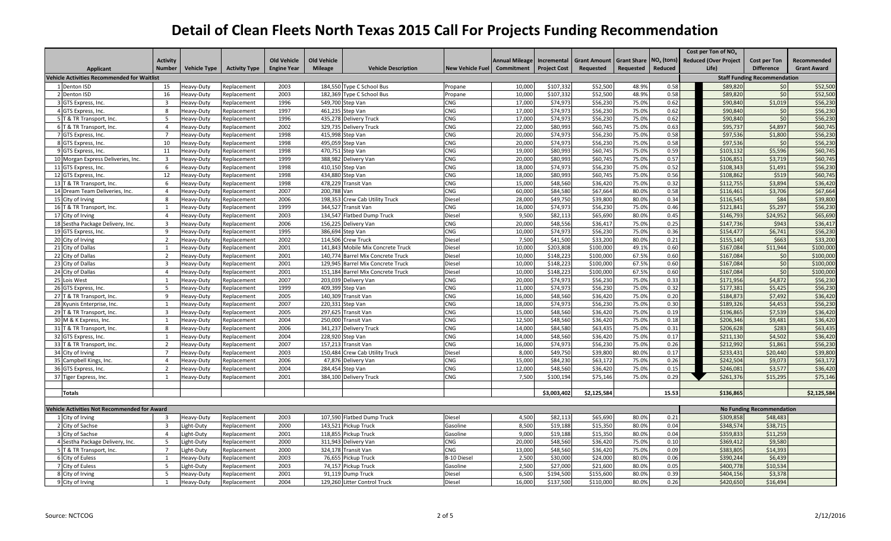# Detail of Clean Fleets North Texas 2015 Call For Projects Funding Recommendation

| Applicant | Activity Number | Vehicle Type | Activity Type | Old Vehicle Engine Year | Old Vehicle Mileage | Vehicle Description | New Vehicle Fuel | Annual Mileage Commitment | Incremental Project Cost | Grant Amount Requested | Grant Share Requested | $NO_x$ (tons) Reduced | Cost per Ton of $NO_x$ Reduced (Over Project Life) | Cost per Ton Difference | Recommended Grant Award |
|---|---|---|---|---|---|---|---|---|---|---|---|---|---|---|---|
| **Vehicle Activities Recommended for Waitlist** | | | | | | | | | | | | | **Staff Funding Recommendation** | | |
| 1 Denton ISD | 15 | Heavy-Duty | Replacement | 2003 | 184,550 | Type C School Bus | Propane | 10,000 | $107,332 | $52,500 | 48.9% | 0.58 | $89,820 | $0 | $52,500 |
| 2 Denton ISD | 16 | Heavy-Duty | Replacement | 2003 | 182,369 | Type C School Bus | Propane | 10,000 | $107,332 | $52,500 | 48.9% | 0.58 | $89,820 | $0 | $52,500 |
| 3 GTS Express, Inc. | 3 | Heavy-Duty | Replacement | 1996 | 549,700 | Step Van | CNG | 17,000 | $74,973 | $56,230 | 75.0% | 0.62 | $90,840 | $1,019 | $56,230 |
| 4 GTS Express, Inc. | 8 | Heavy-Duty | Replacement | 1997 | 461,235 | Step Van | CNG | 17,000 | $74,973 | $56,230 | 75.0% | 0.62 | $90,840 | $0 | $56,230 |
| 5 T & TR Transport, Inc. | 5 | Heavy-Duty | Replacement | 1996 | 435,278 | Delivery Truck | CNG | 17,000 | $74,973 | $56,230 | 75.0% | 0.62 | $90,840 | $0 | $56,230 |
| 6 T & TR Transport, Inc. | 4 | Heavy-Duty | Replacement | 2002 | 329,735 | Delivery Truck | CNG | 22,000 | $80,993 | $60,745 | 75.0% | 0.63 | $95,737 | $4,897 | $60,745 |
| 7 GTS Express, Inc. | 7 | Heavy-Duty | Replacement | 1998 | 415,998 | Step Van | CNG | 20,000 | $74,973 | $56,230 | 75.0% | 0.58 | $97,536 | $1,800 | $56,230 |
| 8 GTS Express, Inc. | 10 | Heavy-Duty | Replacement | 1998 | 495,059 | Step Van | CNG | 20,000 | $74,973 | $56,230 | 75.0% | 0.58 | $97,536 | $0 | $56,230 |
| 9 GTS Express, Inc. | 11 | Heavy-Duty | Replacement | 1998 | 470,751 | Step Van | CNG | 19,000 | $80,993 | $60,745 | 75.0% | 0.59 | $103,132 | $5,596 | $60,745 |
| 10 Morgan Express Deliveries, Inc. | 3 | Heavy-Duty | Replacement | 1999 | 388,982 | Delivery Van | CNG | 20,000 | $80,993 | $60,745 | 75.0% | 0.57 | $106,851 | $3,719 | $60,745 |
| 11 GTS Express, Inc. | 6 | Heavy-Duty | Replacement | 1998 | 410,150 | Step Van | CNG | 18,000 | $74,973 | $56,230 | 75.0% | 0.52 | $108,343 | $1,491 | $56,230 |
| 12 GTS Express, Inc. | 12 | Heavy-Duty | Replacement | 1998 | 434,880 | Step Van | CNG | 18,000 | $80,993 | $60,745 | 75.0% | 0.56 | $108,862 | $519 | $60,745 |
| 13 T & TR Transport, Inc. | 6 | Heavy-Duty | Replacement | 1998 | 478,229 | Transit Van | CNG | 15,000 | $48,560 | $36,420 | 75.0% | 0.32 | $112,755 | $3,894 | $36,420 |
| 14 Dream Team Deliveries, Inc. | 4 | Heavy-Duty | Replacement | 2007 | 200,788 | Van | CNG | 60,000 | $84,580 | $67,664 | 80.0% | 0.58 | $116,461 | $3,706 | $67,664 |
| 15 City of Irving | 8 | Heavy-Duty | Replacement | 2006 | 198,353 | Crew Cab Utility Truck | Diesel | 28,000 | $49,750 | $39,800 | 80.0% | 0.34 | $116,545 | $84 | $39,800 |
| 16 T & TR Transport, Inc. | 1 | Heavy-Duty | Replacement | 1999 | 344,527 | Transit Van | CNG | 16,000 | $74,973 | $56,230 | 75.0% | 0.46 | $121,841 | $5,297 | $56,230 |
| 17 City of Irving | 4 | Heavy-Duty | Replacement | 2003 | 134,547 | Flatbed Dump Truck | Diesel | 9,500 | $82,113 | $65,690 | 80.0% | 0.45 | $146,793 | $24,952 | $65,690 |
| 18 Sestha Package Delivery, Inc. | 3 | Heavy-Duty | Replacement | 2006 | 156,225 | Delivery Van | CNG | 20,000 | $48,556 | $36,417 | 75.0% | 0.25 | $147,736 | $943 | $36,417 |
| 19 GTS Express, Inc. | 9 | Heavy-Duty | Replacement | 1995 | 386,694 | Step Van | CNG | 10,000 | $74,973 | $56,230 | 75.0% | 0.36 | $154,477 | $6,741 | $56,230 |
| 20 City of Irving | 2 | Heavy-Duty | Replacement | 2002 | 114,506 | Crew Truck | Diesel | 7,500 | $41,500 | $33,200 | 80.0% | 0.21 | $155,140 | $663 | $33,200 |
| 21 City of Dallas | 1 | Heavy-Duty | Replacement | 2001 | 141,843 | Mobile Mix Concrete Truck | Diesel | 10,000 | $203,808 | $100,000 | 49.1% | 0.60 | $167,084 | $11,944 | $100,000 |
| 22 City of Dallas | 2 | Heavy-Duty | Replacement | 2001 | 140,774 | Barrel Mix Concrete Truck | Diesel | 10,000 | $148,223 | $100,000 | 67.5% | 0.60 | $167,084 | $0 | $100,000 |
| 23 City of Dallas | 3 | Heavy-Duty | Replacement | 2001 | 129,945 | Barrel Mix Concrete Truck | Diesel | 10,000 | $148,223 | $100,000 | 67.5% | 0.60 | $167,084 | $0 | $100,000 |
| 24 City of Dallas | 4 | Heavy-Duty | Replacement | 2001 | 151,184 | Barrel Mix Concrete Truck | Diesel | 10,000 | $148,223 | $100,000 | 67.5% | 0.60 | $167,084 | $0 | $100,000 |
| 25 Lois West | 1 | Heavy-Duty | Replacement | 2007 | 203,039 | Delivery Van | CNG | 20,000 | $74,973 | $56,230 | 75.0% | 0.33 | $171,956 | $4,872 | $56,230 |
| 26 GTS Express, Inc. | 5 | Heavy-Duty | Replacement | 1999 | 409,399 | Step Van | CNG | 11,000 | $74,973 | $56,230 | 75.0% | 0.32 | $177,381 | $5,425 | $56,230 |
| 27 T & TR Transport, Inc. | 9 | Heavy-Duty | Replacement | 2005 | 140,309 | Transit Van | CNG | 16,000 | $48,560 | $36,420 | 75.0% | 0.20 | $184,873 | $7,492 | $36,420 |
| 28 Kyunis Enterprise, Inc. | 1 | Heavy-Duty | Replacement | 2007 | 220,331 | Step Van | CNG | 18,000 | $74,973 | $56,230 | 75.0% | 0.30 | $189,326 | $4,453 | $56,230 |
| 29 T & TR Transport, Inc. | 3 | Heavy-Duty | Replacement | 2005 | 297,625 | Transit Van | CNG | 15,000 | $48,560 | $36,420 | 75.0% | 0.19 | $196,865 | $7,539 | $36,420 |
| 30 M & K Express, Inc. | 1 | Heavy-Duty | Replacement | 2004 | 250,000 | Transit Van | CNG | 12,500 | $48,560 | $36,420 | 75.0% | 0.18 | $206,346 | $9,481 | $36,420 |
| 31 T & TR Transport, Inc. | 8 | Heavy-Duty | Replacement | 2006 | 341,237 | Delivery Truck | CNG | 14,000 | $84,580 | $63,435 | 75.0% | 0.31 | $206,628 | $283 | $63,435 |
| 32 GTS Express, Inc. | 1 | Heavy-Duty | Replacement | 2004 | 228,920 | Step Van | CNG | 14,000 | $48,560 | $36,420 | 75.0% | 0.17 | $211,130 | $4,502 | $36,420 |
| 33 T & TR Transport, Inc. | 2 | Heavy-Duty | Replacement | 2007 | 157,213 | Transit Van | CNG | 16,000 | $74,973 | $56,230 | 75.0% | 0.26 | $212,992 | $1,861 | $56,230 |
| 34 City of Irving | 7 | Heavy-Duty | Replacement | 2003 | 150,484 | Crew Cab Utility Truck | Diesel | 8,000 | $49,750 | $39,800 | 80.0% | 0.17 | $233,431 | $20,440 | $39,800 |
| 35 Campbell Kings, Inc. | 4 | Heavy-Duty | Replacement | 2006 | 47,876 | Delivery Van | CNG | 15,000 | $84,230 | $63,172 | 75.0% | 0.26 | $242,504 | $9,073 | $63,172 |
| 36 GTS Express, Inc. | 2 | Heavy-Duty | Replacement | 2004 | 284,454 | Step Van | CNG | 12,000 | $48,560 | $36,420 | 75.0% | 0.15 | $246,081 | $3,577 | $36,420 |
| 37 Tiger Express, Inc. | 1 | Heavy-Duty | Replacement | 2001 | 384,100 | Delivery Truck | CNG | 7,500 | $100,194 | $75,146 | 75.0% | 0.29 | $261,376 | $15,295 | $75,146 |
| **Totals** | | | | | | | | | $3,003,402 | $2,125,584 | | 15.53 | $136,865 | | $2,125,584 |
| **Vehicle Activities Not Recommended for Award** | | | | | | | | | | | | | **No Funding Recommendation** | | |
| 1 City of Irving | 3 | Heavy-Duty | Replacement | 2003 | 107,590 | Flatbed Dump Truck | Diesel | 4,500 | $82,113 | $65,690 | 80.0% | 0.21 | $309,858 | $48,483 | |
| 2 City of Sachse | 3 | Light-Duty | Replacement | 2000 | 143,521 | Pickup Truck | Gasoline | 8,500 | $19,188 | $15,350 | 80.0% | 0.04 | $348,574 | $38,715 | |
| 3 City of Sachse | 4 | Light-Duty | Replacement | 2001 | 118,855 | Pickup Truck | Gasoline | 9,000 | $19,188 | $15,350 | 80.0% | 0.04 | $359,833 | $11,259 | |
| 4 Sestha Package Delivery, Inc. | 5 | Light-Duty | Replacement | 2000 | 311,943 | Delivery Van | CNG | 20,000 | $48,560 | $36,420 | 75.0% | 0.10 | $369,412 | $9,580 | |
| 5 T & TR Transport, Inc. | 7 | Light-Duty | Replacement | 2000 | 324,178 | Transit Van | CNG | 13,000 | $48,560 | $36,420 | 75.0% | 0.09 | $383,805 | $14,393 | |
| 6 City of Euless | 1 | Heavy-Duty | Replacement | 2003 | 76,655 | Pickup Truck | B-10 Diesel | 2,500 | $30,000 | $24,000 | 80.0% | 0.06 | $390,244 | $6,439 | |
| 7 City of Euless | 5 | Light-Duty | Replacement | 2003 | 74,157 | Pickup Truck | Gasoline | 2,500 | $27,000 | $21,600 | 80.0% | 0.05 | $400,778 | $10,534 | |
| 8 City of Irving | 5 | Heavy-Duty | Replacement | 2001 | 91,119 | Dump Truck | Diesel | 6,500 | $194,500 | $155,600 | 80.0% | 0.39 | $404,156 | $3,378 | |
| 9 City of Irving | 1 | Heavy-Duty | Replacement | 2004 | 129,260 | Litter Control Truck | Diesel | 16,000 | $137,500 | $110,000 | 80.0% | 0.26 | $420,650 | $16,494 | |

Source: NCTCOG

2/12/2016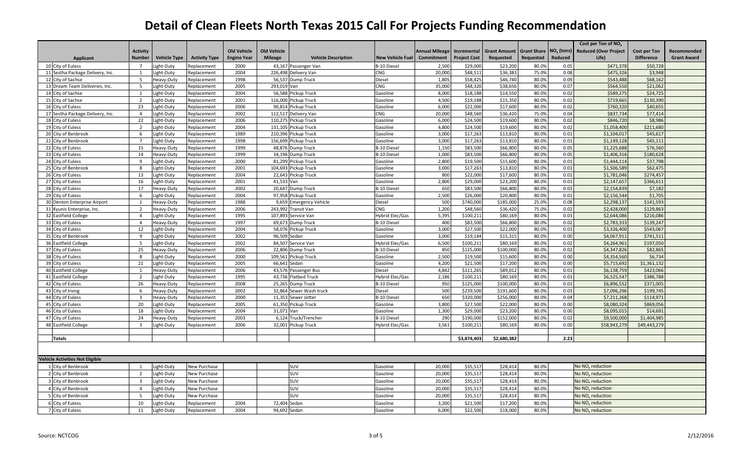# Detail of Clean Fleets North Texas 2015 Call For Projects Funding Recommendation

| | Applicant | Activity Number | Vehicle Type | Activity Type | Old Vehicle Engine Year | Old Vehicle Mileage | Vehicle Description | New Vehicle Fuel | Annual Mileage Commitment | Incremental Project Cost | Grant Amount Requested | Grant Share Requested | $NO_x$ (tons) Reduced | Cost per Ton of $NO_x$ Reduced (Over Project Life) | Cost per Ton Difference | Recommended Grant Award |
|---|---|---|---|---|---|---|---|---|---|---|---|---|---|---|---|---|
| 10 | City of Euless | 7 | Light-Duty | Replacement | 2000 | 43,167 | Passenger Van | B-10 Diesel | 2,500 | $29,000 | $23,200 | 80.0% | 0.05 | $471,378 | $50,728 | |
| 11 | Sestha Package Delivery, Inc. | 1 | Light-Duty | Replacement | 2004 | 226,498 | Delivery Van | CNG | 20,000 | $48,511 | $36,383 | 75.0% | 0.08 | $475,326 | $3,948 | |
| 12 | City of Sachse | 5 | Heavy-Duty | Replacement | 1998 | 56,537 | Dump Truck | Diesel | 1,805 | $58,425 | $46,740 | 80.0% | 0.09 | $543,488 | $68,162 | |
| 13 | Dream Team Deliveries, Inc. | 5 | Light-Duty | Replacement | 2005 | 293,019 | Van | CNG | 35,000 | $48,320 | $38,656 | 80.0% | 0.07 | $564,550 | $21,062 | |
| 14 | City of Sachse | 1 | Light-Duty | Replacement | 2004 | 56,588 | Pickup Truck | Gasoline | 8,000 | $18,188 | $14,550 | 80.0% | 0.02 | $589,275 | $24,725 | |
| 15 | City of Sachse | 2 | Light-Duty | Replacement | 2001 | 116,000 | Pickup Truck | Gasoline | 4,500 | $19,188 | $15,350 | 80.0% | 0.02 | $719,665 | $130,390 | |
| 16 | City of Euless | 23 | Light-Duty | Replacement | 2006 | 90,814 | Pickup Truck | Gasoline | 6,000 | $22,000 | $17,600 | 80.0% | 0.02 | $760,320 | $40,655 | |
| 17 | Sestha Package Delivery, Inc. | 4 | Light-Duty | Replacement | 2002 | 112,517 | Delivery Van | CNG | 20,000 | $48,560 | $36,420 | 75.0% | 0.04 | $837,734 | $77,414 | |
| 18 | City of Euless | 22 | Light-Duty | Replacement | 2006 | 110,275 | Pickup Truck | Gasoline | 6,000 | $24,500 | $19,600 | 80.0% | 0.02 | $846,720 | $8,986 | |
| 19 | City of Euless | 2 | Light-Duty | Replacement | 2004 | 131,105 | Pickup Truck | Gasoline | 4,800 | $24,500 | $19,600 | 80.0% | 0.02 | $1,058,400 | $211,680 | |
| 20 | City of Benbrook | 6 | Light-Duty | Replacement | 1989 | 210,396 | Pickup Truck | Gasoline | 3,000 | $17,263 | $13,810 | 80.0% | 0.01 | $1,104,017 | $45,617 | |
| 21 | City of Benbrook | 7 | Light-Duty | Replacement | 1998 | 156,699 | Pickup Truck | Gasoline | 3,000 | $17,263 | $13,810 | 80.0% | 0.01 | $1,149,128 | $45,111 | |
| 22 | City of Euless | 15 | Heavy-Duty | Replacement | 1999 | 48,876 | Dump Truck | B-10 Diesel | 1,150 | $83,500 | $66,800 | 80.0% | 0.05 | $1,225,688 | $76,560 | |
| 23 | City of Euless | 14 | Heavy-Duty | Replacement | 1999 | 34,196 | Dump Truck | B-10 Diesel | 1,000 | $83,500 | $66,800 | 80.0% | 0.05 | $1,406,316 | $180,628 | |
| 24 | City of Euless | 9 | Light-Duty | Replacement | 2000 | 81,299 | Pickup Truck | Gasoline | 2,800 | $19,500 | $15,600 | 80.0% | 0.01 | $1,444,114 | $37,798 | |
| 25 | City of Benbrook | 8 | Light-Duty | Replacement | 2001 | 104,693 | Pickup Truck | Gasoline | 3,000 | $17,263 | $13,810 | 80.0% | 0.01 | $1,506,589 | $62,475 | |
| 26 | City of Euless | 13 | Light-Duty | Replacement | 2004 | 22,643 | Pickup Truck | Gasoline | 800 | $22,000 | $17,600 | 80.0% | 0.01 | $1,781,046 | $274,457 | |
| 27 | City of Euless | 16 | Light-Duty | Replacement | 2001 | 41,533 | Van | Gasoline | 2,800 | $29,000 | $23,200 | 80.0% | 0.01 | $2,147,657 | $366,611 | |
| 28 | City of Euless | 17 | Heavy-Duty | Replacement | 2002 | 20,647 | Dump Truck | B-10 Diesel | 650 | $83,500 | $66,800 | 80.0% | 0.03 | $2,154,839 | $7,182 | |
| 29 | City of Euless | 6 | Light-Duty | Replacement | 2004 | 97,958 | Pickup Truck | Gasoline | 2,500 | $26,000 | $20,800 | 80.0% | 0.01 | $2,156,544 | $1,705 | |
| 30 | Denton Enterprise Airport | 1 | Heavy-Duty | Replacement | 1988 | 9,659 | Emergency Vehicle | Diesel | 500 | $740,000 | $185,000 | 25.0% | 0.08 | $2,298,137 | $141,593 | |
| 31 | Kyunis Enterprise, Inc. | 2 | Heavy-Duty | Replacement | 2006 | 243,992 | Transit Van | CNG | 1,200 | $48,560 | $36,420 | 75.0% | 0.02 | $2,428,000 | $129,863 | |
| 32 | Eastfield College | 4 | Light-Duty | Replacement | 1995 | 107,893 | Service Van | Hybrid Elec/Gas | 5,395 | $100,211 | $80,169 | 80.0% | 0.03 | $2,644,086 | $216,086 | |
| 33 | City of Euless | 4 | Heavy-Duty | Replacement | 1997 | 69,673 | Dump Truck | B-10 Diesel | 400 | $83,500 | $66,800 | 80.0% | 0.02 | $2,783,333 | $139,247 | |
| 34 | City of Euless | 12 | Light-Duty | Replacement | 2004 | 58,076 | Pickup Truck | Gasoline | 3,000 | $27,500 | $22,000 | 80.0% | 0.01 | $3,326,400 | $543,067 | |
| 35 | City of Benbrook | 9 | Light-Duty | Replacement | 2002 | 96,509 | Sedan | Gasoline | 3,000 | $19,144 | $15,315 | 80.0% | 0.00 | $4,067,911 | $741,511 | |
| 36 | Eastfield College | 5 | Light-Duty | Replacement | 2002 | 84,507 | Service Van | Hybrid Elec/Gas | 6,500 | $100,211 | $80,169 | 80.0% | 0.02 | $4,264,961 | $197,050 | |
| 37 | City of Euless | 25 | Heavy-Duty | Replacement | 2006 | 22,806 | Dump Truck | B-10 Diesel | 850 | $125,000 | $100,000 | 80.0% | 0.02 | $4,347,826 | $82,865 | |
| 38 | City of Euless | 8 | Light-Duty | Replacement | 2000 | 109,561 | Pickup Truck | Gasoline | 2,500 | $19,500 | $15,600 | 80.0% | 0.00 | $4,354,560 | $6,734 | |
| 39 | City of Euless | 21 | Light-Duty | Replacement | 2005 | 66,641 | Sedan | Gasoline | 4,200 | $21,500 | $17,200 | 80.0% | 0.00 | $5,715,692 | $1,361,132 | |
| 40 | Eastfield College | 1 | Heavy-Duty | Replacement | 2006 | 43,576 | Passenger Bus | Diesel | 4,842 | $111,265 | $89,012 | 80.0% | 0.01 | $6,138,759 | $423,066 | |
| 41 | Eastfield College | 2 | Light-Duty | Replacement | 1995 | 43,736 | Flatbed Truck | Hybrid Elec/Gas | 2,186 | $100,211 | $80,169 | 80.0% | 0.01 | $6,525,547 | $386,788 | |
| 42 | City of Euless | 26 | Heavy-Duty | Replacement | 2008 | 25,265 | Dump Truck | B-10 Diesel | 950 | $125,000 | $100,000 | 80.0% | 0.01 | $6,896,552 | $371,005 | |
| 43 | City of Irving | 6 | Heavy-Duty | Replacement | 2002 | 32,864 | Sewer Wash truck | Diesel | 500 | $239,500 | $191,600 | 80.0% | 0.03 | $7,096,296 | $199,745 | |
| 44 | City of Euless | 3 | Heavy-Duty | Replacement | 2000 | 11,353 | Sewer Jetter | B-10 Diesel | 650 | $320,000 | $256,000 | 80.0% | 0.04 | $7,211,268 | $114,971 | |
| 45 | City of Euless | 20 | Light-Duty | Replacement | 2005 | 61,350 | Pickup Truck | Gasoline | 3,800 | $27,500 | $22,000 | 80.0% | 0.00 | $8,080,324 | $869,056 | |
| 46 | City of Euless | 18 | Light-Duty | Replacement | 2004 | 31,071 | Van | Gasoline | 1,300 | $29,000 | $23,200 | 80.0% | 0.00 | $8,095,015 | $14,691 | |
| 47 | City of Euless | 24 | Heavy-Duty | Replacement | 2003 | 6,124 | Truck/Trencher | B-10 Diesel | 290 | $190,000 | $152,000 | 80.0% | 0.02 | $9,500,000 | $1,404,985 | |
| 48 | Eastfield College | 3 | Light-Duty | Replacement | 2006 | 32,001 | Pickup Truck | Hybrid Elec/Gas | 3,561 | $100,211 | $80,169 | 80.0% | 0.00 | $58,943,279 | $49,443,279 | |
| | **Totals** | | | | | | | | | $3,874,403 | $2,680,382 | | 2.23 | | | |

| | Vehicle Activities Not Eligible | Activity Number | Vehicle Type | Activity Type | Old Vehicle Engine Year | Old Vehicle Mileage | Vehicle Description | New Vehicle Fuel | Annual Mileage Commitment | Incremental Project Cost | Grant Amount Requested | Grant Share Requested | $NO_x$ (tons) Reduced | Cost per Ton of $NO_x$ Reduced (Over Project Life) | Cost per Ton Difference | Recommended Grant Award |
|---|---|---|---|---|---|---|---|---|---|---|---|---|---|---|---|---|
| 1 | City of Benbrook | 1 | Light-Duty | New Purchase | | | SUV | Gasoline | 20,000 | $35,517 | $28,414 | 80.0% | | No $NO_x$ reduction | | |
| 2 | City of Benbrook | 2 | Light-Duty | New Purchase | | | SUV | Gasoline | 20,000 | $35,517 | $28,414 | 80.0% | | No $NO_x$ reduction | | |
| 3 | City of Benbrook | 3 | Light-Duty | New Purchase | | | SUV | Gasoline | 20,000 | $35,517 | $28,414 | 80.0% | | No $NO_x$ reduction | | |
| 4 | City of Benbrook | 4 | Light-Duty | New Purchase | | | SUV | Gasoline | 20,000 | $35,517 | $28,414 | 80.0% | | No $NO_x$ reduction | | |
| 5 | City of Benbrook | 5 | Light-Duty | New Purchase | | | SUV | Gasoline | 20,000 | $35,517 | $28,414 | 80.0% | | No $NO_x$ reduction | | |
| 6 | City of Euless | 10 | Light-Duty | Replacement | 2004 | 72,404 | Sedan | Gasoline | 3,200 | $21,500 | $17,200 | 80.0% | | No $NO_x$ reduction | | |
| 7 | City of Euless | 11 | Light-Duty | Replacement | 2004 | 94,692 | Sedan | Gasoline | 6,000 | $22,500 | $18,000 | 80.0% | | No $NO_x$ reduction | | |

Source: NCTCOG

2/12/2016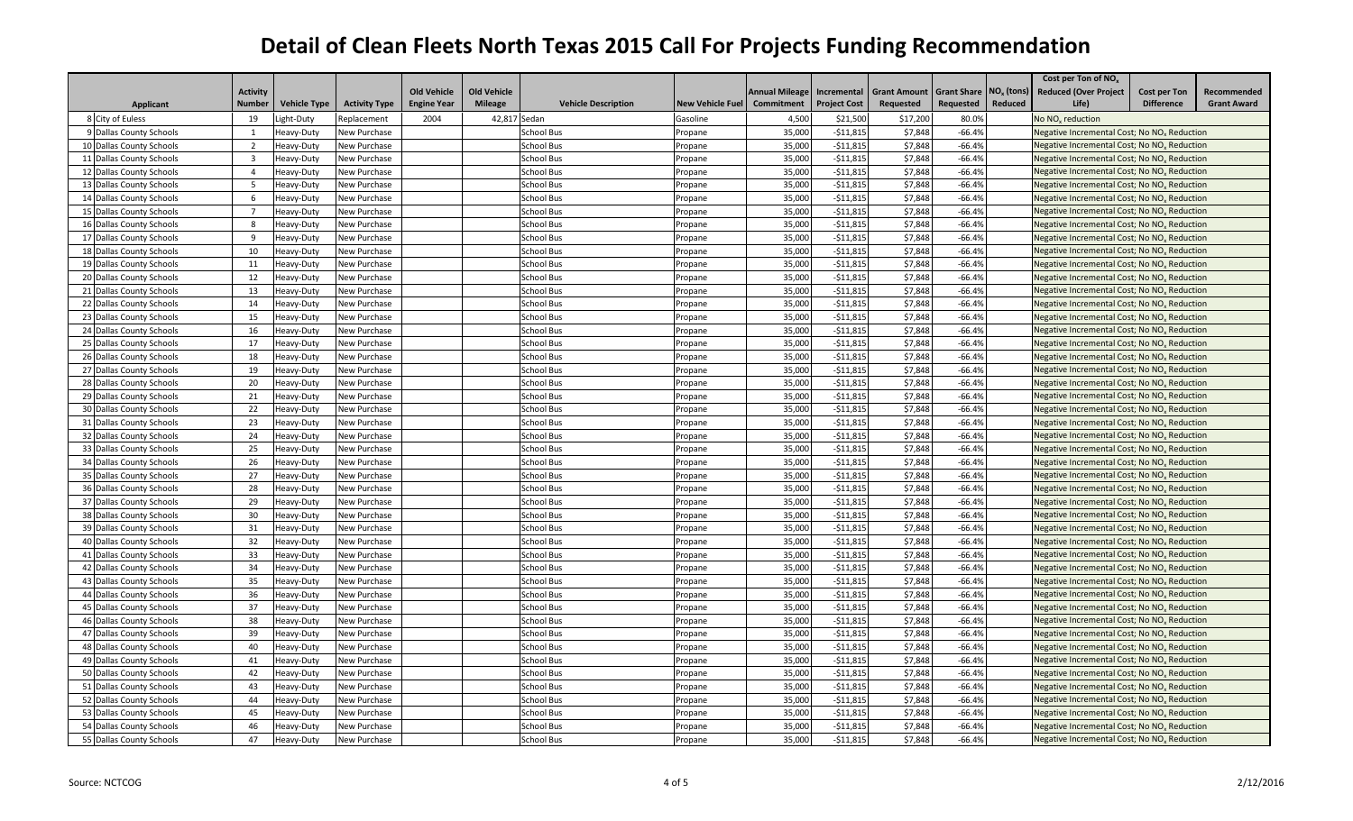# Detail of Clean Fleets North Texas 2015 Call For Projects Funding Recommendation

| | Applicant | Activity Number | Vehicle Type | Activity Type | Old Vehicle Engine Year | Old Vehicle Mileage | Vehicle Description | New Vehicle Fuel | Annual Mileage Commitment | Incremental Project Cost | Grant Amount Requested | Grant Share Requested | $NO_x$ (tons) Reduced | Cost per Ton of $NO_x$ Reduced (Over Project Life) | Cost per Ton Difference | Recommended Grant Award |
|---|---|---|---|---|---|---|---|---|---|---|---|---|---|---|---|---|
| 8 | City of Euless | 19 | Light-Duty | Replacement | 2004 | 42,817 | Sedan | Gasoline | 4,500 | $21,500 | $17,200 | 80.0% | | No $NO_x$ reduction | | |
| 9 | Dallas County Schools | 1 | Heavy-Duty | New Purchase | | | School Bus | Propane | 35,000 | -$11,815 | $7,848 | -66.4% | | Negative Incremental Cost; No $NO_x$ Reduction | | |
| 10 | Dallas County Schools | 2 | Heavy-Duty | New Purchase | | | School Bus | Propane | 35,000 | -$11,815 | $7,848 | -66.4% | | Negative Incremental Cost; No $NO_x$ Reduction | | |
| 11 | Dallas County Schools | 3 | Heavy-Duty | New Purchase | | | School Bus | Propane | 35,000 | -$11,815 | $7,848 | -66.4% | | Negative Incremental Cost; No $NO_x$ Reduction | | |
| 12 | Dallas County Schools | 4 | Heavy-Duty | New Purchase | | | School Bus | Propane | 35,000 | -$11,815 | $7,848 | -66.4% | | Negative Incremental Cost; No $NO_x$ Reduction | | |
| 13 | Dallas County Schools | 5 | Heavy-Duty | New Purchase | | | School Bus | Propane | 35,000 | -$11,815 | $7,848 | -66.4% | | Negative Incremental Cost; No $NO_x$ Reduction | | |
| 14 | Dallas County Schools | 6 | Heavy-Duty | New Purchase | | | School Bus | Propane | 35,000 | -$11,815 | $7,848 | -66.4% | | Negative Incremental Cost; No $NO_x$ Reduction | | |
| 15 | Dallas County Schools | 7 | Heavy-Duty | New Purchase | | | School Bus | Propane | 35,000 | -$11,815 | $7,848 | -66.4% | | Negative Incremental Cost; No $NO_x$ Reduction | | |
| 16 | Dallas County Schools | 8 | Heavy-Duty | New Purchase | | | School Bus | Propane | 35,000 | -$11,815 | $7,848 | -66.4% | | Negative Incremental Cost; No $NO_x$ Reduction | | |
| 17 | Dallas County Schools | 9 | Heavy-Duty | New Purchase | | | School Bus | Propane | 35,000 | -$11,815 | $7,848 | -66.4% | | Negative Incremental Cost; No $NO_x$ Reduction | | |
| 18 | Dallas County Schools | 10 | Heavy-Duty | New Purchase | | | School Bus | Propane | 35,000 | -$11,815 | $7,848 | -66.4% | | Negative Incremental Cost; No $NO_x$ Reduction | | |
| 19 | Dallas County Schools | 11 | Heavy-Duty | New Purchase | | | School Bus | Propane | 35,000 | -$11,815 | $7,848 | -66.4% | | Negative Incremental Cost; No $NO_x$ Reduction | | |
| 20 | Dallas County Schools | 12 | Heavy-Duty | New Purchase | | | School Bus | Propane | 35,000 | -$11,815 | $7,848 | -66.4% | | Negative Incremental Cost; No $NO_x$ Reduction | | |
| 21 | Dallas County Schools | 13 | Heavy-Duty | New Purchase | | | School Bus | Propane | 35,000 | -$11,815 | $7,848 | -66.4% | | Negative Incremental Cost; No $NO_x$ Reduction | | |
| 22 | Dallas County Schools | 14 | Heavy-Duty | New Purchase | | | School Bus | Propane | 35,000 | -$11,815 | $7,848 | -66.4% | | Negative Incremental Cost; No $NO_x$ Reduction | | |
| 23 | Dallas County Schools | 15 | Heavy-Duty | New Purchase | | | School Bus | Propane | 35,000 | -$11,815 | $7,848 | -66.4% | | Negative Incremental Cost; No $NO_x$ Reduction | | |
| 24 | Dallas County Schools | 16 | Heavy-Duty | New Purchase | | | School Bus | Propane | 35,000 | -$11,815 | $7,848 | -66.4% | | Negative Incremental Cost; No $NO_x$ Reduction | | |
| 25 | Dallas County Schools | 17 | Heavy-Duty | New Purchase | | | School Bus | Propane | 35,000 | -$11,815 | $7,848 | -66.4% | | Negative Incremental Cost; No $NO_x$ Reduction | | |
| 26 | Dallas County Schools | 18 | Heavy-Duty | New Purchase | | | School Bus | Propane | 35,000 | -$11,815 | $7,848 | -66.4% | | Negative Incremental Cost; No $NO_x$ Reduction | | |
| 27 | Dallas County Schools | 19 | Heavy-Duty | New Purchase | | | School Bus | Propane | 35,000 | -$11,815 | $7,848 | -66.4% | | Negative Incremental Cost; No $NO_x$ Reduction | | |
| 28 | Dallas County Schools | 20 | Heavy-Duty | New Purchase | | | School Bus | Propane | 35,000 | -$11,815 | $7,848 | -66.4% | | Negative Incremental Cost; No $NO_x$ Reduction | | |
| 29 | Dallas County Schools | 21 | Heavy-Duty | New Purchase | | | School Bus | Propane | 35,000 | -$11,815 | $7,848 | -66.4% | | Negative Incremental Cost; No $NO_x$ Reduction | | |
| 30 | Dallas County Schools | 22 | Heavy-Duty | New Purchase | | | School Bus | Propane | 35,000 | -$11,815 | $7,848 | -66.4% | | Negative Incremental Cost; No $NO_x$ Reduction | | |
| 31 | Dallas County Schools | 23 | Heavy-Duty | New Purchase | | | School Bus | Propane | 35,000 | -$11,815 | $7,848 | -66.4% | | Negative Incremental Cost; No $NO_x$ Reduction | | |
| 32 | Dallas County Schools | 24 | Heavy-Duty | New Purchase | | | School Bus | Propane | 35,000 | -$11,815 | $7,848 | -66.4% | | Negative Incremental Cost; No $NO_x$ Reduction | | |
| 33 | Dallas County Schools | 25 | Heavy-Duty | New Purchase | | | School Bus | Propane | 35,000 | -$11,815 | $7,848 | -66.4% | | Negative Incremental Cost; No $NO_x$ Reduction | | |
| 34 | Dallas County Schools | 26 | Heavy-Duty | New Purchase | | | School Bus | Propane | 35,000 | -$11,815 | $7,848 | -66.4% | | Negative Incremental Cost; No $NO_x$ Reduction | | |
| 35 | Dallas County Schools | 27 | Heavy-Duty | New Purchase | | | School Bus | Propane | 35,000 | -$11,815 | $7,848 | -66.4% | | Negative Incremental Cost; No $NO_x$ Reduction | | |
| 36 | Dallas County Schools | 28 | Heavy-Duty | New Purchase | | | School Bus | Propane | 35,000 | -$11,815 | $7,848 | -66.4% | | Negative Incremental Cost; No $NO_x$ Reduction | | |
| 37 | Dallas County Schools | 29 | Heavy-Duty | New Purchase | | | School Bus | Propane | 35,000 | -$11,815 | $7,848 | -66.4% | | Negative Incremental Cost; No $NO_x$ Reduction | | |
| 38 | Dallas County Schools | 30 | Heavy-Duty | New Purchase | | | School Bus | Propane | 35,000 | -$11,815 | $7,848 | -66.4% | | Negative Incremental Cost; No $NO_x$ Reduction | | |
| 39 | Dallas County Schools | 31 | Heavy-Duty | New Purchase | | | School Bus | Propane | 35,000 | -$11,815 | $7,848 | -66.4% | | Negative Incremental Cost; No $NO_x$ Reduction | | |
| 40 | Dallas County Schools | 32 | Heavy-Duty | New Purchase | | | School Bus | Propane | 35,000 | -$11,815 | $7,848 | -66.4% | | Negative Incremental Cost; No $NO_x$ Reduction | | |
| 41 | Dallas County Schools | 33 | Heavy-Duty | New Purchase | | | School Bus | Propane | 35,000 | -$11,815 | $7,848 | -66.4% | | Negative Incremental Cost; No $NO_x$ Reduction | | |
| 42 | Dallas County Schools | 34 | Heavy-Duty | New Purchase | | | School Bus | Propane | 35,000 | -$11,815 | $7,848 | -66.4% | | Negative Incremental Cost; No $NO_x$ Reduction | | |
| 43 | Dallas County Schools | 35 | Heavy-Duty | New Purchase | | | School Bus | Propane | 35,000 | -$11,815 | $7,848 | -66.4% | | Negative Incremental Cost; No $NO_x$ Reduction | | |
| 44 | Dallas County Schools | 36 | Heavy-Duty | New Purchase | | | School Bus | Propane | 35,000 | -$11,815 | $7,848 | -66.4% | | Negative Incremental Cost; No $NO_x$ Reduction | | |
| 45 | Dallas County Schools | 37 | Heavy-Duty | New Purchase | | | School Bus | Propane | 35,000 | -$11,815 | $7,848 | -66.4% | | Negative Incremental Cost; No $NO_x$ Reduction | | |
| 46 | Dallas County Schools | 38 | Heavy-Duty | New Purchase | | | School Bus | Propane | 35,000 | -$11,815 | $7,848 | -66.4% | | Negative Incremental Cost; No $NO_x$ Reduction | | |
| 47 | Dallas County Schools | 39 | Heavy-Duty | New Purchase | | | School Bus | Propane | 35,000 | -$11,815 | $7,848 | -66.4% | | Negative Incremental Cost; No $NO_x$ Reduction | | |
| 48 | Dallas County Schools | 40 | Heavy-Duty | New Purchase | | | School Bus | Propane | 35,000 | -$11,815 | $7,848 | -66.4% | | Negative Incremental Cost; No $NO_x$ Reduction | | |
| 49 | Dallas County Schools | 41 | Heavy-Duty | New Purchase | | | School Bus | Propane | 35,000 | -$11,815 | $7,848 | -66.4% | | Negative Incremental Cost; No $NO_x$ Reduction | | |
| 50 | Dallas County Schools | 42 | Heavy-Duty | New Purchase | | | School Bus | Propane | 35,000 | -$11,815 | $7,848 | -66.4% | | Negative Incremental Cost; No $NO_x$ Reduction | | |
| 51 | Dallas County Schools | 43 | Heavy-Duty | New Purchase | | | School Bus | Propane | 35,000 | -$11,815 | $7,848 | -66.4% | | Negative Incremental Cost; No $NO_x$ Reduction | | |
| 52 | Dallas County Schools | 44 | Heavy-Duty | New Purchase | | | School Bus | Propane | 35,000 | -$11,815 | $7,848 | -66.4% | | Negative Incremental Cost; No $NO_x$ Reduction | | |
| 53 | Dallas County Schools | 45 | Heavy-Duty | New Purchase | | | School Bus | Propane | 35,000 | -$11,815 | $7,848 | -66.4% | | Negative Incremental Cost; No $NO_x$ Reduction | | |
| 54 | Dallas County Schools | 46 | Heavy-Duty | New Purchase | | | School Bus | Propane | 35,000 | -$11,815 | $7,848 | -66.4% | | Negative Incremental Cost; No $NO_x$ Reduction | | |
| 55 | Dallas County Schools | 47 | Heavy-Duty | New Purchase | | | School Bus | Propane | 35,000 | -$11,815 | $7,848 | -66.4% | | Negative Incremental Cost; No $NO_x$ Reduction | | |

Source: NCTCOG

2/12/2016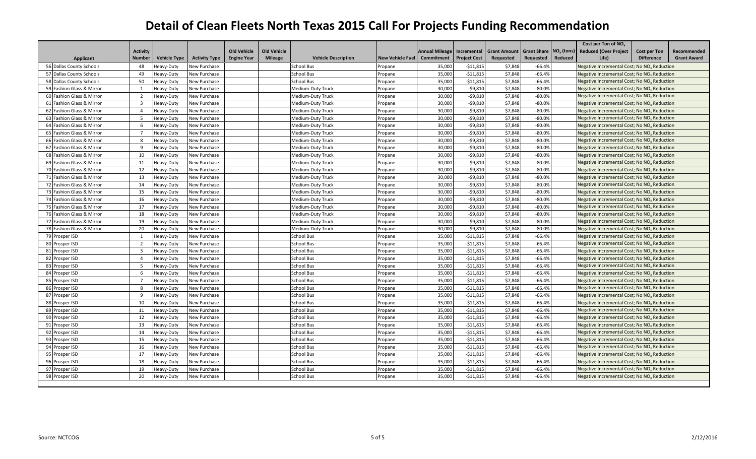# Detail of Clean Fleets North Texas 2015 Call For Projects Funding Recommendation

| | Applicant | Activity Number | Vehicle Type | Activity Type | Old Vehicle Engine Year | Old Vehicle Mileage | Vehicle Description | New Vehicle Fuel | Annual Mileage Commitment | Incremental Project Cost | Grant Amount Requested | Grant Share Requested | $NO_x$ (tons) Reduced | Cost per Ton of $NO_x$ Reduced (Over Project Life) | Cost per Ton Difference | Recommended Grant Award |
|---|---|---|---|---|---|---|---|---|---|---|---|---|---|---|---|---|
| 56 | Dallas County Schools | 48 | Heavy-Duty | New Purchase | | | School Bus | Propane | 35,000 | -$11,815 | $7,848 | -66.4% | | Negative Incremental Cost; No $NO_x$ Reduction | | |
| 57 | Dallas County Schools | 49 | Heavy-Duty | New Purchase | | | School Bus | Propane | 35,000 | -$11,815 | $7,848 | -66.4% | | Negative Incremental Cost; No $NO_x$ Reduction | | |
| 58 | Dallas County Schools | 50 | Heavy-Duty | New Purchase | | | School Bus | Propane | 35,000 | -$11,815 | $7,848 | -66.4% | | Negative Incremental Cost; No $NO_x$ Reduction | | |
| 59 | Fashion Glass & Mirror | 1 | Heavy-Duty | New Purchase | | | Medium-Duty Truck | Propane | 30,000 | -$9,810 | $7,848 | -80.0% | | Negative Incremental Cost; No $NO_x$ Reduction | | |
| 60 | Fashion Glass & Mirror | 2 | Heavy-Duty | New Purchase | | | Medium-Duty Truck | Propane | 30,000 | -$9,810 | $7,848 | -80.0% | | Negative Incremental Cost; No $NO_x$ Reduction | | |
| 61 | Fashion Glass & Mirror | 3 | Heavy-Duty | New Purchase | | | Medium-Duty Truck | Propane | 30,000 | -$9,810 | $7,848 | -80.0% | | Negative Incremental Cost; No $NO_x$ Reduction | | |
| 62 | Fashion Glass & Mirror | 4 | Heavy-Duty | New Purchase | | | Medium-Duty Truck | Propane | 30,000 | -$9,810 | $7,848 | -80.0% | | Negative Incremental Cost; No $NO_x$ Reduction | | |
| 63 | Fashion Glass & Mirror | 5 | Heavy-Duty | New Purchase | | | Medium-Duty Truck | Propane | 30,000 | -$9,810 | $7,848 | -80.0% | | Negative Incremental Cost; No $NO_x$ Reduction | | |
| 64 | Fashion Glass & Mirror | 6 | Heavy-Duty | New Purchase | | | Medium-Duty Truck | Propane | 30,000 | -$9,810 | $7,848 | -80.0% | | Negative Incremental Cost; No $NO_x$ Reduction | | |
| 65 | Fashion Glass & Mirror | 7 | Heavy-Duty | New Purchase | | | Medium-Duty Truck | Propane | 30,000 | -$9,810 | $7,848 | -80.0% | | Negative Incremental Cost; No $NO_x$ Reduction | | |
| 66 | Fashion Glass & Mirror | 8 | Heavy-Duty | New Purchase | | | Medium-Duty Truck | Propane | 30,000 | -$9,810 | $7,848 | -80.0% | | Negative Incremental Cost; No $NO_x$ Reduction | | |
| 67 | Fashion Glass & Mirror | 9 | Heavy-Duty | New Purchase | | | Medium-Duty Truck | Propane | 30,000 | -$9,810 | $7,848 | -80.0% | | Negative Incremental Cost; No $NO_x$ Reduction | | |
| 68 | Fashion Glass & Mirror | 10 | Heavy-Duty | New Purchase | | | Medium-Duty Truck | Propane | 30,000 | -$9,810 | $7,848 | -80.0% | | Negative Incremental Cost; No $NO_x$ Reduction | | |
| 69 | Fashion Glass & Mirror | 11 | Heavy-Duty | New Purchase | | | Medium-Duty Truck | Propane | 30,000 | -$9,810 | $7,848 | -80.0% | | Negative Incremental Cost; No $NO_x$ Reduction | | |
| 70 | Fashion Glass & Mirror | 12 | Heavy-Duty | New Purchase | | | Medium-Duty Truck | Propane | 30,000 | -$9,810 | $7,848 | -80.0% | | Negative Incremental Cost; No $NO_x$ Reduction | | |
| 71 | Fashion Glass & Mirror | 13 | Heavy-Duty | New Purchase | | | Medium-Duty Truck | Propane | 30,000 | -$9,810 | $7,848 | -80.0% | | Negative Incremental Cost; No $NO_x$ Reduction | | |
| 72 | Fashion Glass & Mirror | 14 | Heavy-Duty | New Purchase | | | Medium-Duty Truck | Propane | 30,000 | -$9,810 | $7,848 | -80.0% | | Negative Incremental Cost; No $NO_x$ Reduction | | |
| 73 | Fashion Glass & Mirror | 15 | Heavy-Duty | New Purchase | | | Medium-Duty Truck | Propane | 30,000 | -$9,810 | $7,848 | -80.0% | | Negative Incremental Cost; No $NO_x$ Reduction | | |
| 74 | Fashion Glass & Mirror | 16 | Heavy-Duty | New Purchase | | | Medium-Duty Truck | Propane | 30,000 | -$9,810 | $7,848 | -80.0% | | Negative Incremental Cost; No $NO_x$ Reduction | | |
| 75 | Fashion Glass & Mirror | 17 | Heavy-Duty | New Purchase | | | Medium-Duty Truck | Propane | 30,000 | -$9,810 | $7,848 | -80.0% | | Negative Incremental Cost; No $NO_x$ Reduction | | |
| 76 | Fashion Glass & Mirror | 18 | Heavy-Duty | New Purchase | | | Medium-Duty Truck | Propane | 30,000 | -$9,810 | $7,848 | -80.0% | | Negative Incremental Cost; No $NO_x$ Reduction | | |
| 77 | Fashion Glass & Mirror | 19 | Heavy-Duty | New Purchase | | | Medium-Duty Truck | Propane | 30,000 | -$9,810 | $7,848 | -80.0% | | Negative Incremental Cost; No $NO_x$ Reduction | | |
| 78 | Fashion Glass & Mirror | 20 | Heavy-Duty | New Purchase | | | Medium-Duty Truck | Propane | 30,000 | -$9,810 | $7,848 | -80.0% | | Negative Incremental Cost; No $NO_x$ Reduction | | |
| 79 | Prosper ISD | 1 | Heavy-Duty | New Purchase | | | School Bus | Propane | 35,000 | -$11,815 | $7,848 | -66.4% | | Negative Incremental Cost; No $NO_x$ Reduction | | |
| 80 | Prosper ISD | 2 | Heavy-Duty | New Purchase | | | School Bus | Propane | 35,000 | -$11,815 | $7,848 | -66.4% | | Negative Incremental Cost; No $NO_x$ Reduction | | |
| 81 | Prosper ISD | 3 | Heavy-Duty | New Purchase | | | School Bus | Propane | 35,000 | -$11,815 | $7,848 | -66.4% | | Negative Incremental Cost; No $NO_x$ Reduction | | |
| 82 | Prosper ISD | 4 | Heavy-Duty | New Purchase | | | School Bus | Propane | 35,000 | -$11,815 | $7,848 | -66.4% | | Negative Incremental Cost; No $NO_x$ Reduction | | |
| 83 | Prosper ISD | 5 | Heavy-Duty | New Purchase | | | School Bus | Propane | 35,000 | -$11,815 | $7,848 | -66.4% | | Negative Incremental Cost; No $NO_x$ Reduction | | |
| 84 | Prosper ISD | 6 | Heavy-Duty | New Purchase | | | School Bus | Propane | 35,000 | -$11,815 | $7,848 | -66.4% | | Negative Incremental Cost; No $NO_x$ Reduction | | |
| 85 | Prosper ISD | 7 | Heavy-Duty | New Purchase | | | School Bus | Propane | 35,000 | -$11,815 | $7,848 | -66.4% | | Negative Incremental Cost; No $NO_x$ Reduction | | |
| 86 | Prosper ISD | 8 | Heavy-Duty | New Purchase | | | School Bus | Propane | 35,000 | -$11,815 | $7,848 | -66.4% | | Negative Incremental Cost; No $NO_x$ Reduction | | |
| 87 | Prosper ISD | 9 | Heavy-Duty | New Purchase | | | School Bus | Propane | 35,000 | -$11,815 | $7,848 | -66.4% | | Negative Incremental Cost; No $NO_x$ Reduction | | |
| 88 | Prosper ISD | 10 | Heavy-Duty | New Purchase | | | School Bus | Propane | 35,000 | -$11,815 | $7,848 | -66.4% | | Negative Incremental Cost; No $NO_x$ Reduction | | |
| 89 | Prosper ISD | 11 | Heavy-Duty | New Purchase | | | School Bus | Propane | 35,000 | -$11,815 | $7,848 | -66.4% | | Negative Incremental Cost; No $NO_x$ Reduction | | |
| 90 | Prosper ISD | 12 | Heavy-Duty | New Purchase | | | School Bus | Propane | 35,000 | -$11,815 | $7,848 | -66.4% | | Negative Incremental Cost; No $NO_x$ Reduction | | |
| 91 | Prosper ISD | 13 | Heavy-Duty | New Purchase | | | School Bus | Propane | 35,000 | -$11,815 | $7,848 | -66.4% | | Negative Incremental Cost; No $NO_x$ Reduction | | |
| 92 | Prosper ISD | 14 | Heavy-Duty | New Purchase | | | School Bus | Propane | 35,000 | -$11,815 | $7,848 | -66.4% | | Negative Incremental Cost; No $NO_x$ Reduction | | |
| 93 | Prosper ISD | 15 | Heavy-Duty | New Purchase | | | School Bus | Propane | 35,000 | -$11,815 | $7,848 | -66.4% | | Negative Incremental Cost; No $NO_x$ Reduction | | |
| 94 | Prosper ISD | 16 | Heavy-Duty | New Purchase | | | School Bus | Propane | 35,000 | -$11,815 | $7,848 | -66.4% | | Negative Incremental Cost; No $NO_x$ Reduction | | |
| 95 | Prosper ISD | 17 | Heavy-Duty | New Purchase | | | School Bus | Propane | 35,000 | -$11,815 | $7,848 | -66.4% | | Negative Incremental Cost; No $NO_x$ Reduction | | |
| 96 | Prosper ISD | 18 | Heavy-Duty | New Purchase | | | School Bus | Propane | 35,000 | -$11,815 | $7,848 | -66.4% | | Negative Incremental Cost; No $NO_x$ Reduction | | |
| 97 | Prosper ISD | 19 | Heavy-Duty | New Purchase | | | School Bus | Propane | 35,000 | -$11,815 | $7,848 | -66.4% | | Negative Incremental Cost; No $NO_x$ Reduction | | |
| 98 | Prosper ISD | 20 | Heavy-Duty | New Purchase | | | School Bus | Propane | 35,000 | -$11,815 | $7,848 | -66.4% | | Negative Incremental Cost; No $NO_x$ Reduction | | |

Source: NCTCOG

2/12/2016